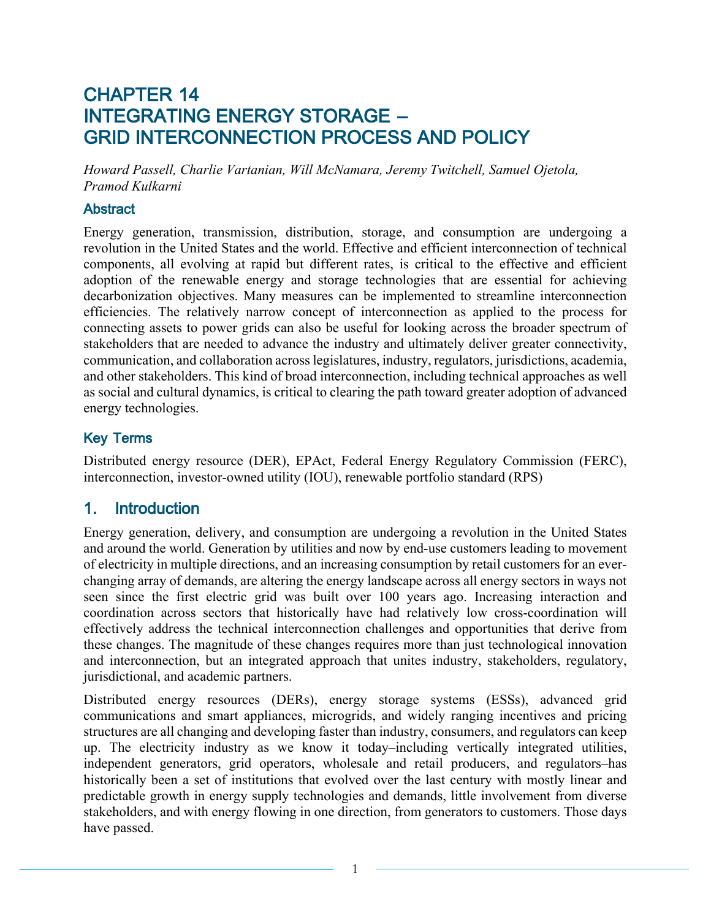# CHAPTER 14
# INTEGRATING ENERGY STORAGE – GRID INTERCONNECTION PROCESS AND POLICY

*Howard Passell, Charlie Vartanian, Will McNamara, Jeremy Twitchell, Samuel Ojetola, Pramod Kulkarni*

## Abstract

Energy generation, transmission, distribution, storage, and consumption are undergoing a revolution in the United States and the world. Effective and efficient interconnection of technical components, all evolving at rapid but different rates, is critical to the effective and efficient adoption of the renewable energy and storage technologies that are essential for achieving decarbonization objectives. Many measures can be implemented to streamline interconnection efficiencies. The relatively narrow concept of interconnection as applied to the process for connecting assets to power grids can also be useful for looking across the broader spectrum of stakeholders that are needed to advance the industry and ultimately deliver greater connectivity, communication, and collaboration across legislatures, industry, regulators, jurisdictions, academia, and other stakeholders. This kind of broad interconnection, including technical approaches as well as social and cultural dynamics, is critical to clearing the path toward greater adoption of advanced energy technologies.

## Key Terms

Distributed energy resource (DER), EPAct, Federal Energy Regulatory Commission (FERC), interconnection, investor-owned utility (IOU), renewable portfolio standard (RPS)

## 1. Introduction

Energy generation, delivery, and consumption are undergoing a revolution in the United States and around the world. Generation by utilities and now by end-use customers leading to movement of electricity in multiple directions, and an increasing consumption by retail customers for an ever-changing array of demands, are altering the energy landscape across all energy sectors in ways not seen since the first electric grid was built over 100 years ago. Increasing interaction and coordination across sectors that historically have had relatively low cross-coordination will effectively address the technical interconnection challenges and opportunities that derive from these changes. The magnitude of these changes requires more than just technological innovation and interconnection, but an integrated approach that unites industry, stakeholders, regulatory, jurisdictional, and academic partners.

Distributed energy resources (DERs), energy storage systems (ESSs), advanced grid communications and smart appliances, microgrids, and widely ranging incentives and pricing structures are all changing and developing faster than industry, consumers, and regulators can keep up. The electricity industry as we know it today–including vertically integrated utilities, independent generators, grid operators, wholesale and retail producers, and regulators–has historically been a set of institutions that evolved over the last century with mostly linear and predictable growth in energy supply technologies and demands, little involvement from diverse stakeholders, and with energy flowing in one direction, from generators to customers. Those days have passed.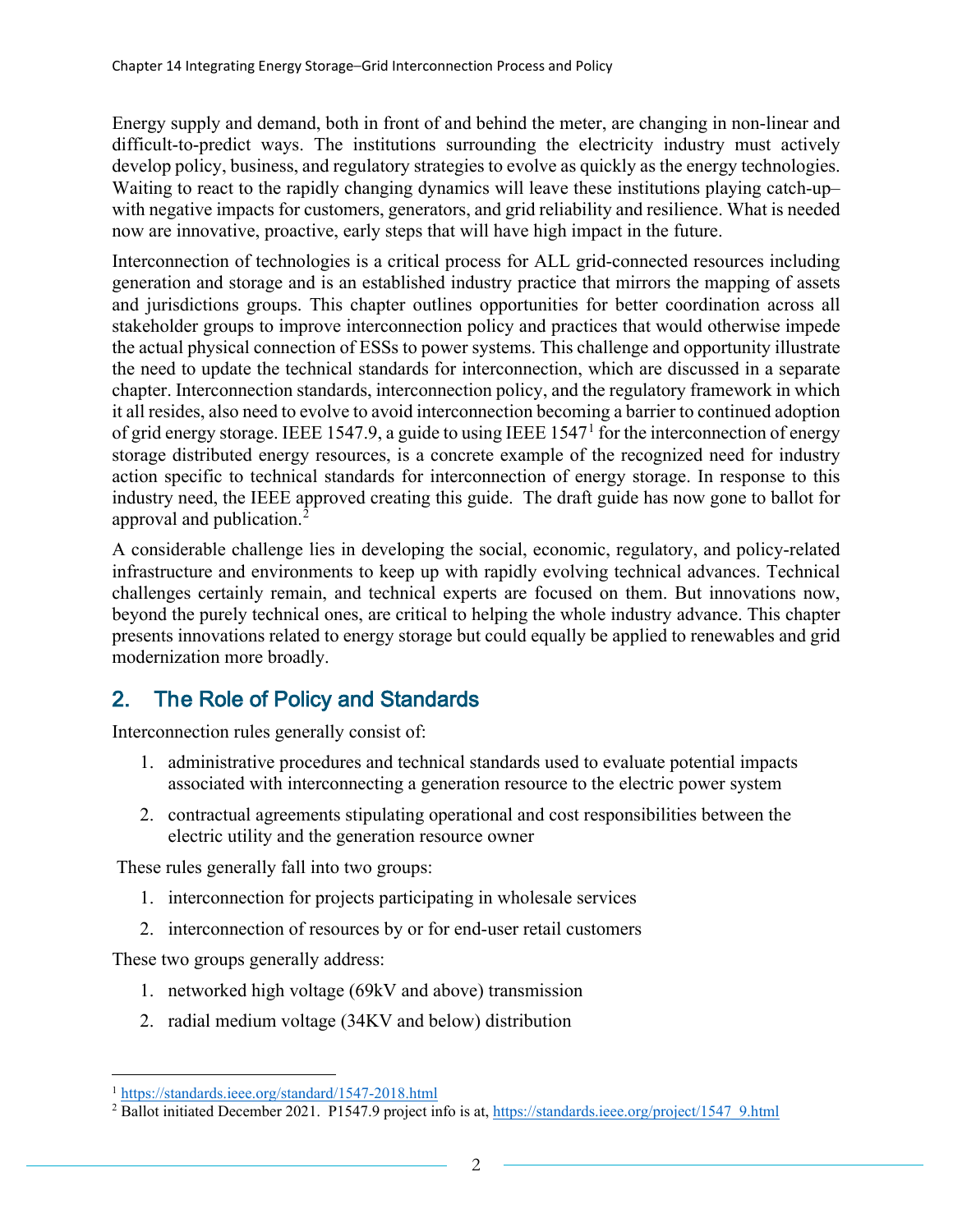Energy supply and demand, both in front of and behind the meter, are changing in non-linear and difficult-to-predict ways. The institutions surrounding the electricity industry must actively develop policy, business, and regulatory strategies to evolve as quickly as the energy technologies. Waiting to react to the rapidly changing dynamics will leave these institutions playing catch-up– with negative impacts for customers, generators, and grid reliability and resilience. What is needed now are innovative, proactive, early steps that will have high impact in the future.

Interconnection of technologies is a critical process for ALL grid-connected resources including generation and storage and is an established industry practice that mirrors the mapping of assets and jurisdictions groups. This chapter outlines opportunities for better coordination across all stakeholder groups to improve interconnection policy and practices that would otherwise impede the actual physical connection of ESSs to power systems. This challenge and opportunity illustrate the need to update the technical standards for interconnection, which are discussed in a separate chapter. Interconnection standards, interconnection policy, and the regulatory framework in which it all resides, also need to evolve to avoid interconnection becoming a barrier to continued adoption of grid energy storage. IEEE 1547.9, a guide to using IEEE 1547[1] for the interconnection of energy storage distributed energy resources, is a concrete example of the recognized need for industry action specific to technical standards for interconnection of energy storage. In response to this industry need, the IEEE approved creating this guide. The draft guide has now gone to ballot for approval and publication.[2]

A considerable challenge lies in developing the social, economic, regulatory, and policy-related infrastructure and environments to keep up with rapidly evolving technical advances. Technical challenges certainly remain, and technical experts are focused on them. But innovations now, beyond the purely technical ones, are critical to helping the whole industry advance. This chapter presents innovations related to energy storage but could equally be applied to renewables and grid modernization more broadly.

## 2. The Role of Policy and Standards

Interconnection rules generally consist of:

1. administrative procedures and technical standards used to evaluate potential impacts associated with interconnecting a generation resource to the electric power system
2. contractual agreements stipulating operational and cost responsibilities between the electric utility and the generation resource owner

These rules generally fall into two groups:

1. interconnection for projects participating in wholesale services
2. interconnection of resources by or for end-user retail customers

These two groups generally address:

1. networked high voltage (69kV and above) transmission
2. radial medium voltage (34KV and below) distribution

---

[1] https://standards.ieee.org/standard/1547-2018.html

[2] Ballot initiated December 2021. P1547.9 project info is at, https://standards.ieee.org/project/1547_9.html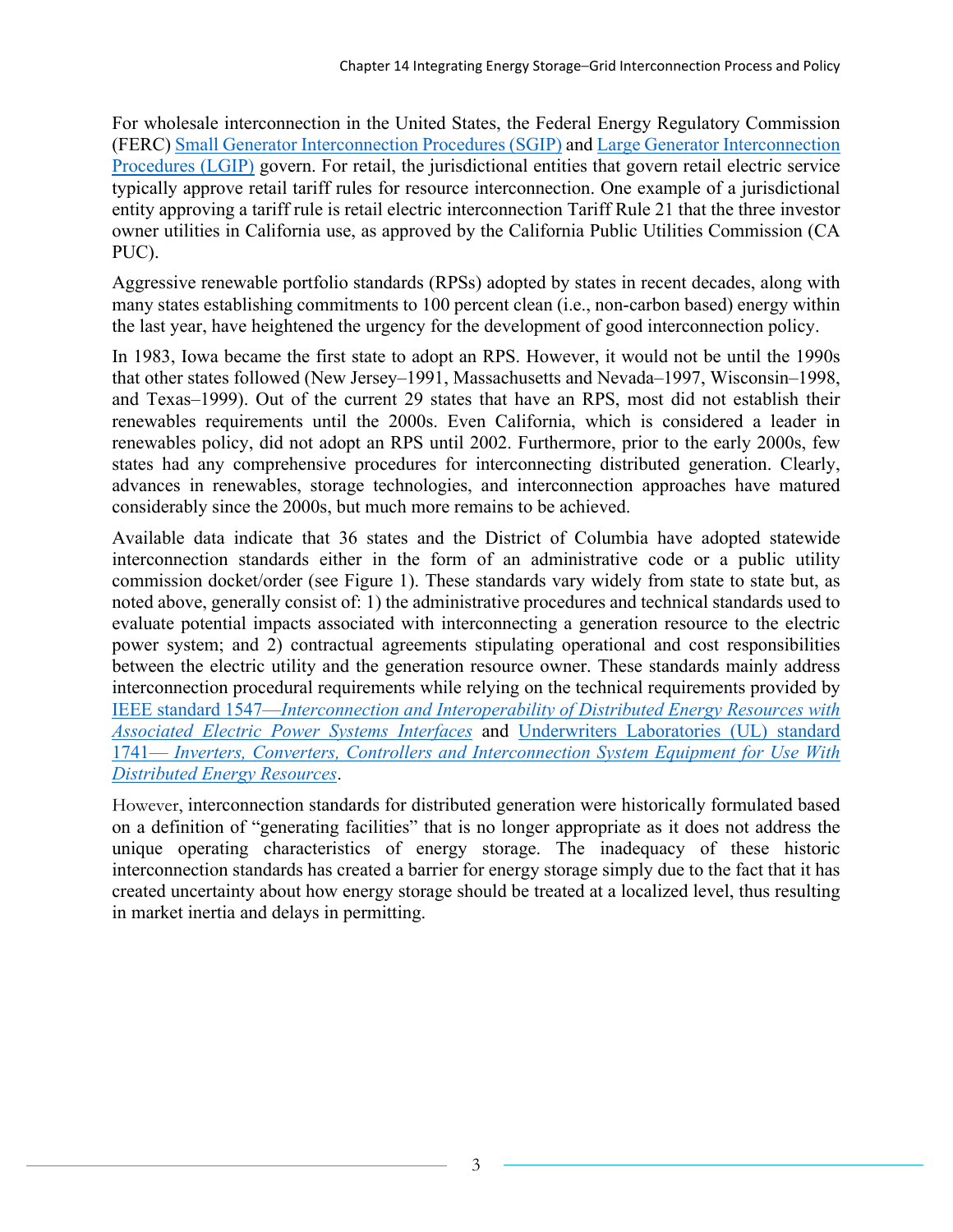For wholesale interconnection in the United States, the Federal Energy Regulatory Commission (FERC) Small Generator Interconnection Procedures (SGIP) and Large Generator Interconnection Procedures (LGIP) govern. For retail, the jurisdictional entities that govern retail electric service typically approve retail tariff rules for resource interconnection. One example of a jurisdictional entity approving a tariff rule is retail electric interconnection Tariff Rule 21 that the three investor owner utilities in California use, as approved by the California Public Utilities Commission (CA PUC).

Aggressive renewable portfolio standards (RPSs) adopted by states in recent decades, along with many states establishing commitments to 100 percent clean (i.e., non-carbon based) energy within the last year, have heightened the urgency for the development of good interconnection policy.

In 1983, Iowa became the first state to adopt an RPS. However, it would not be until the 1990s that other states followed (New Jersey–1991, Massachusetts and Nevada–1997, Wisconsin–1998, and Texas–1999). Out of the current 29 states that have an RPS, most did not establish their renewables requirements until the 2000s. Even California, which is considered a leader in renewables policy, did not adopt an RPS until 2002. Furthermore, prior to the early 2000s, few states had any comprehensive procedures for interconnecting distributed generation. Clearly, advances in renewables, storage technologies, and interconnection approaches have matured considerably since the 2000s, but much more remains to be achieved.

Available data indicate that 36 states and the District of Columbia have adopted statewide interconnection standards either in the form of an administrative code or a public utility commission docket/order (see Figure 1). These standards vary widely from state to state but, as noted above, generally consist of: 1) the administrative procedures and technical standards used to evaluate potential impacts associated with interconnecting a generation resource to the electric power system; and 2) contractual agreements stipulating operational and cost responsibilities between the electric utility and the generation resource owner. These standards mainly address interconnection procedural requirements while relying on the technical requirements provided by IEEE standard 1547—*Interconnection and Interoperability of Distributed Energy Resources with Associated Electric Power Systems Interfaces* and Underwriters Laboratories (UL) standard 1741— *Inverters, Converters, Controllers and Interconnection System Equipment for Use With Distributed Energy Resources*.

However, interconnection standards for distributed generation were historically formulated based on a definition of "generating facilities" that is no longer appropriate as it does not address the unique operating characteristics of energy storage. The inadequacy of these historic interconnection standards has created a barrier for energy storage simply due to the fact that it has created uncertainty about how energy storage should be treated at a localized level, thus resulting in market inertia and delays in permitting.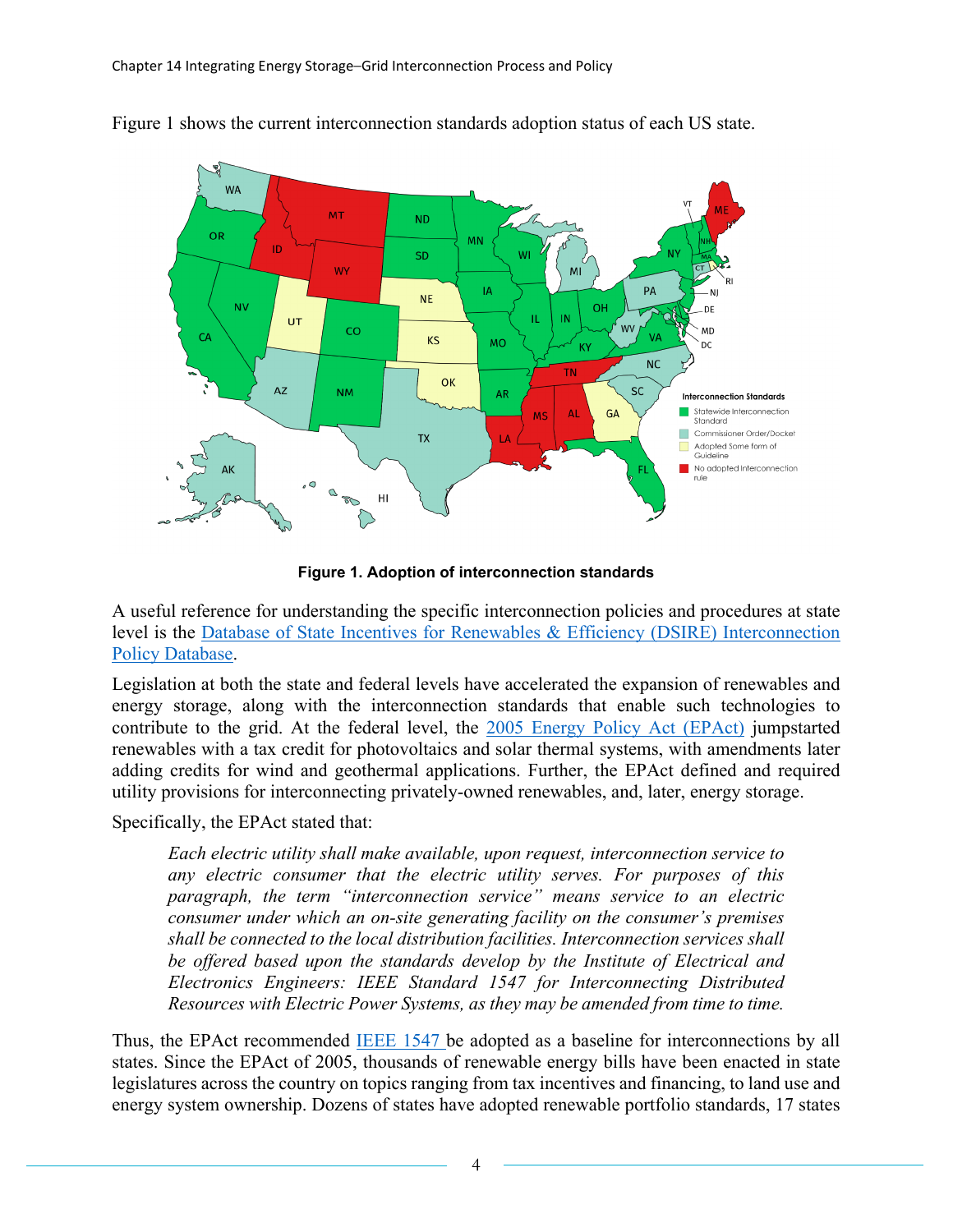Figure 1 shows the current interconnection standards adoption status of each US state.

**Figure 1. Adoption of interconnection standards**

A useful reference for understanding the specific interconnection policies and procedures at state level is the Database of State Incentives for Renewables & Efficiency (DSIRE) Interconnection Policy Database.

Legislation at both the state and federal levels have accelerated the expansion of renewables and energy storage, along with the interconnection standards that enable such technologies to contribute to the grid. At the federal level, the 2005 Energy Policy Act (EPAct) jumpstarted renewables with a tax credit for photovoltaics and solar thermal systems, with amendments later adding credits for wind and geothermal applications. Further, the EPAct defined and required utility provisions for interconnecting privately-owned renewables, and, later, energy storage.

Specifically, the EPAct stated that:

> *Each electric utility shall make available, upon request, interconnection service to any electric consumer that the electric utility serves. For purposes of this paragraph, the term "interconnection service" means service to an electric consumer under which an on-site generating facility on the consumer's premises shall be connected to the local distribution facilities. Interconnection services shall be offered based upon the standards develop by the Institute of Electrical and Electronics Engineers: IEEE Standard 1547 for Interconnecting Distributed Resources with Electric Power Systems, as they may be amended from time to time.*

Thus, the EPAct recommended IEEE 1547 be adopted as a baseline for interconnections by all states. Since the EPAct of 2005, thousands of renewable energy bills have been enacted in state legislatures across the country on topics ranging from tax incentives and financing, to land use and energy system ownership. Dozens of states have adopted renewable portfolio standards, 17 states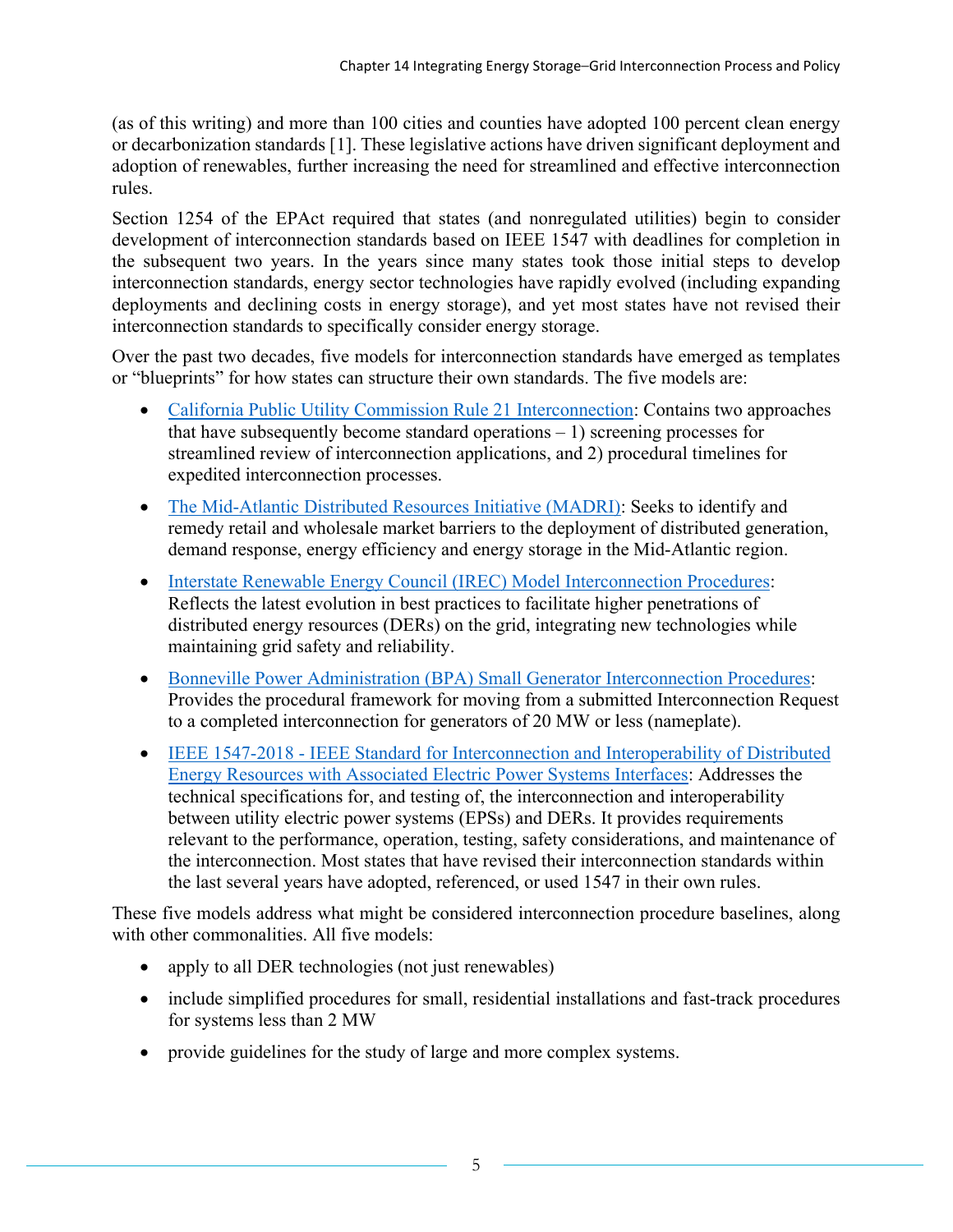(as of this writing) and more than 100 cities and counties have adopted 100 percent clean energy or decarbonization standards [1]. These legislative actions have driven significant deployment and adoption of renewables, further increasing the need for streamlined and effective interconnection rules.

Section 1254 of the EPAct required that states (and nonregulated utilities) begin to consider development of interconnection standards based on IEEE 1547 with deadlines for completion in the subsequent two years. In the years since many states took those initial steps to develop interconnection standards, energy sector technologies have rapidly evolved (including expanding deployments and declining costs in energy storage), and yet most states have not revised their interconnection standards to specifically consider energy storage.

Over the past two decades, five models for interconnection standards have emerged as templates or "blueprints" for how states can structure their own standards. The five models are:

- California Public Utility Commission Rule 21 Interconnection: Contains two approaches that have subsequently become standard operations – 1) screening processes for streamlined review of interconnection applications, and 2) procedural timelines for expedited interconnection processes.
- The Mid-Atlantic Distributed Resources Initiative (MADRI): Seeks to identify and remedy retail and wholesale market barriers to the deployment of distributed generation, demand response, energy efficiency and energy storage in the Mid-Atlantic region.
- Interstate Renewable Energy Council (IREC) Model Interconnection Procedures: Reflects the latest evolution in best practices to facilitate higher penetrations of distributed energy resources (DERs) on the grid, integrating new technologies while maintaining grid safety and reliability.
- Bonneville Power Administration (BPA) Small Generator Interconnection Procedures: Provides the procedural framework for moving from a submitted Interconnection Request to a completed interconnection for generators of 20 MW or less (nameplate).
- IEEE 1547-2018 - IEEE Standard for Interconnection and Interoperability of Distributed Energy Resources with Associated Electric Power Systems Interfaces: Addresses the technical specifications for, and testing of, the interconnection and interoperability between utility electric power systems (EPSs) and DERs. It provides requirements relevant to the performance, operation, testing, safety considerations, and maintenance of the interconnection. Most states that have revised their interconnection standards within the last several years have adopted, referenced, or used 1547 in their own rules.

These five models address what might be considered interconnection procedure baselines, along with other commonalities. All five models:

- apply to all DER technologies (not just renewables)
- include simplified procedures for small, residential installations and fast-track procedures for systems less than 2 MW
- provide guidelines for the study of large and more complex systems.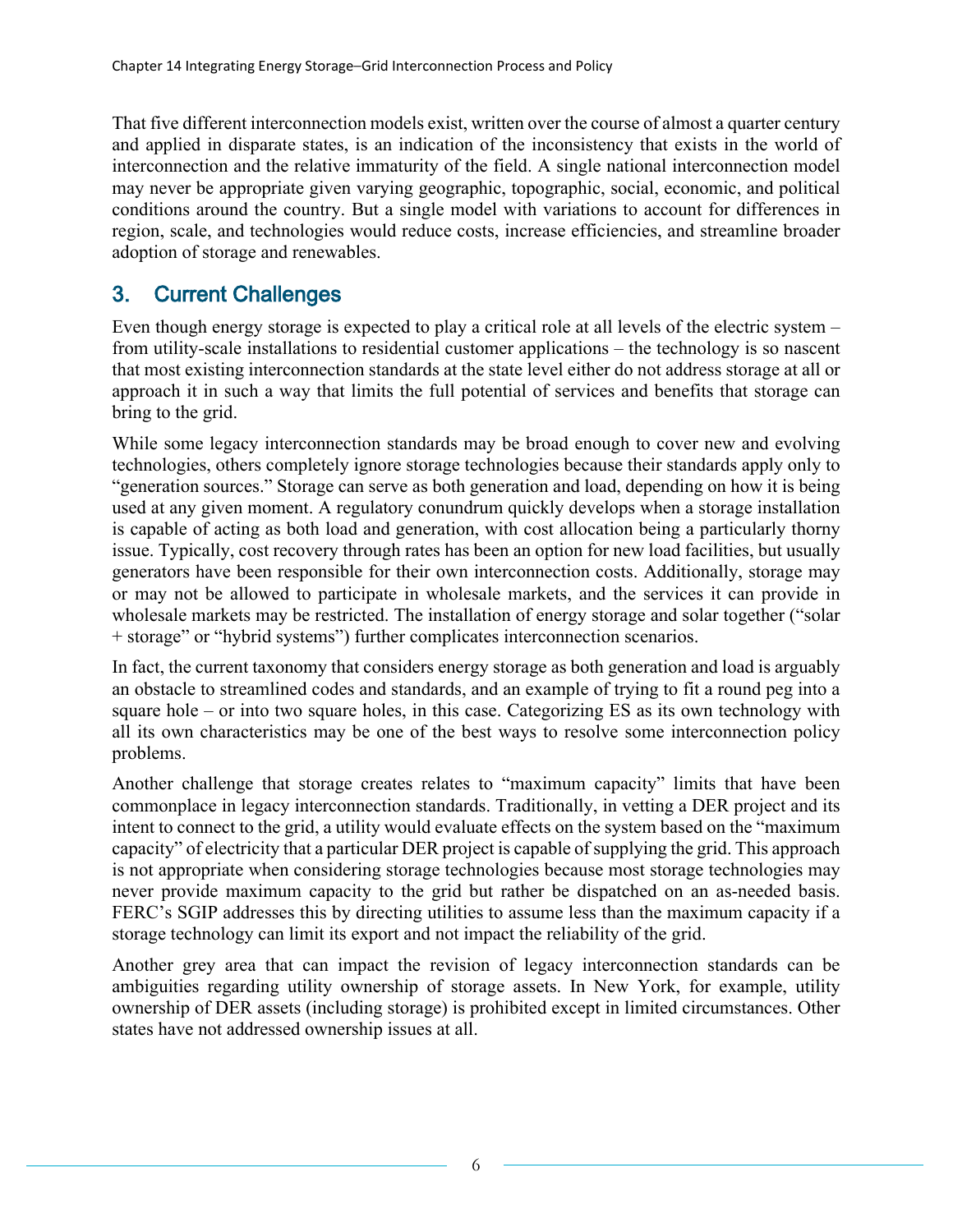That five different interconnection models exist, written over the course of almost a quarter century and applied in disparate states, is an indication of the inconsistency that exists in the world of interconnection and the relative immaturity of the field. A single national interconnection model may never be appropriate given varying geographic, topographic, social, economic, and political conditions around the country. But a single model with variations to account for differences in region, scale, and technologies would reduce costs, increase efficiencies, and streamline broader adoption of storage and renewables.

## 3. Current Challenges

Even though energy storage is expected to play a critical role at all levels of the electric system – from utility-scale installations to residential customer applications – the technology is so nascent that most existing interconnection standards at the state level either do not address storage at all or approach it in such a way that limits the full potential of services and benefits that storage can bring to the grid.

While some legacy interconnection standards may be broad enough to cover new and evolving technologies, others completely ignore storage technologies because their standards apply only to "generation sources." Storage can serve as both generation and load, depending on how it is being used at any given moment. A regulatory conundrum quickly develops when a storage installation is capable of acting as both load and generation, with cost allocation being a particularly thorny issue. Typically, cost recovery through rates has been an option for new load facilities, but usually generators have been responsible for their own interconnection costs. Additionally, storage may or may not be allowed to participate in wholesale markets, and the services it can provide in wholesale markets may be restricted. The installation of energy storage and solar together ("solar + storage" or "hybrid systems") further complicates interconnection scenarios.

In fact, the current taxonomy that considers energy storage as both generation and load is arguably an obstacle to streamlined codes and standards, and an example of trying to fit a round peg into a square hole – or into two square holes, in this case. Categorizing ES as its own technology with all its own characteristics may be one of the best ways to resolve some interconnection policy problems.

Another challenge that storage creates relates to "maximum capacity" limits that have been commonplace in legacy interconnection standards. Traditionally, in vetting a DER project and its intent to connect to the grid, a utility would evaluate effects on the system based on the "maximum capacity" of electricity that a particular DER project is capable of supplying the grid. This approach is not appropriate when considering storage technologies because most storage technologies may never provide maximum capacity to the grid but rather be dispatched on an as-needed basis. FERC's SGIP addresses this by directing utilities to assume less than the maximum capacity if a storage technology can limit its export and not impact the reliability of the grid.

Another grey area that can impact the revision of legacy interconnection standards can be ambiguities regarding utility ownership of storage assets. In New York, for example, utility ownership of DER assets (including storage) is prohibited except in limited circumstances. Other states have not addressed ownership issues at all.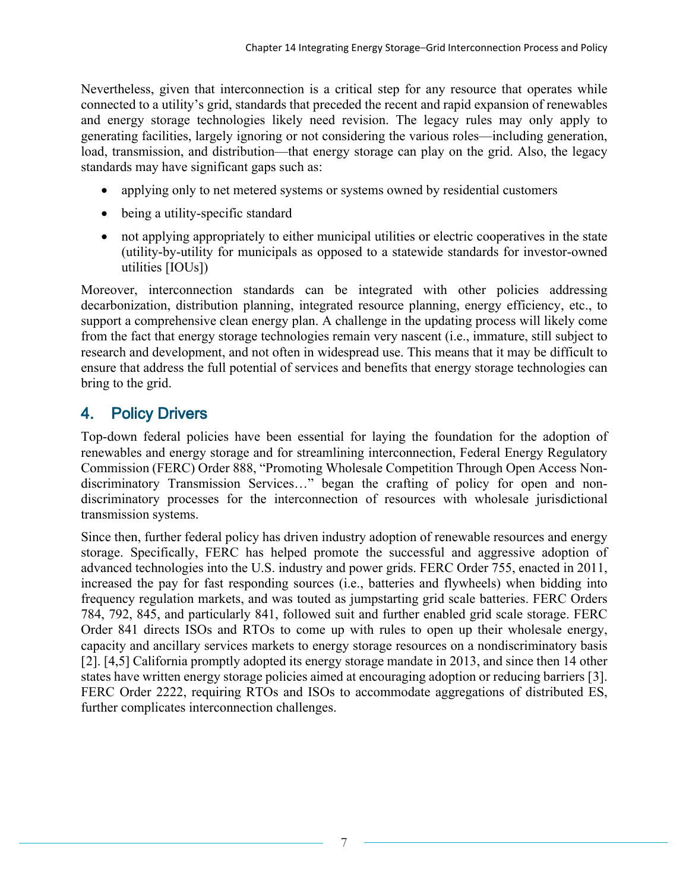Nevertheless, given that interconnection is a critical step for any resource that operates while connected to a utility's grid, standards that preceded the recent and rapid expansion of renewables and energy storage technologies likely need revision. The legacy rules may only apply to generating facilities, largely ignoring or not considering the various roles—including generation, load, transmission, and distribution—that energy storage can play on the grid. Also, the legacy standards may have significant gaps such as:

- applying only to net metered systems or systems owned by residential customers
- being a utility-specific standard
- not applying appropriately to either municipal utilities or electric cooperatives in the state (utility-by-utility for municipals as opposed to a statewide standards for investor-owned utilities [IOUs])

Moreover, interconnection standards can be integrated with other policies addressing decarbonization, distribution planning, integrated resource planning, energy efficiency, etc., to support a comprehensive clean energy plan. A challenge in the updating process will likely come from the fact that energy storage technologies remain very nascent (i.e., immature, still subject to research and development, and not often in widespread use. This means that it may be difficult to ensure that address the full potential of services and benefits that energy storage technologies can bring to the grid.

## 4. Policy Drivers

Top-down federal policies have been essential for laying the foundation for the adoption of renewables and energy storage and for streamlining interconnection, Federal Energy Regulatory Commission (FERC) Order 888, "Promoting Wholesale Competition Through Open Access Non-discriminatory Transmission Services…" began the crafting of policy for open and non-discriminatory processes for the interconnection of resources with wholesale jurisdictional transmission systems.

Since then, further federal policy has driven industry adoption of renewable resources and energy storage. Specifically, FERC has helped promote the successful and aggressive adoption of advanced technologies into the U.S. industry and power grids. FERC Order 755, enacted in 2011, increased the pay for fast responding sources (i.e., batteries and flywheels) when bidding into frequency regulation markets, and was touted as jumpstarting grid scale batteries. FERC Orders 784, 792, 845, and particularly 841, followed suit and further enabled grid scale storage. FERC Order 841 directs ISOs and RTOs to come up with rules to open up their wholesale energy, capacity and ancillary services markets to energy storage resources on a nondiscriminatory basis [2]. [4,5] California promptly adopted its energy storage mandate in 2013, and since then 14 other states have written energy storage policies aimed at encouraging adoption or reducing barriers [3]. FERC Order 2222, requiring RTOs and ISOs to accommodate aggregations of distributed ES, further complicates interconnection challenges.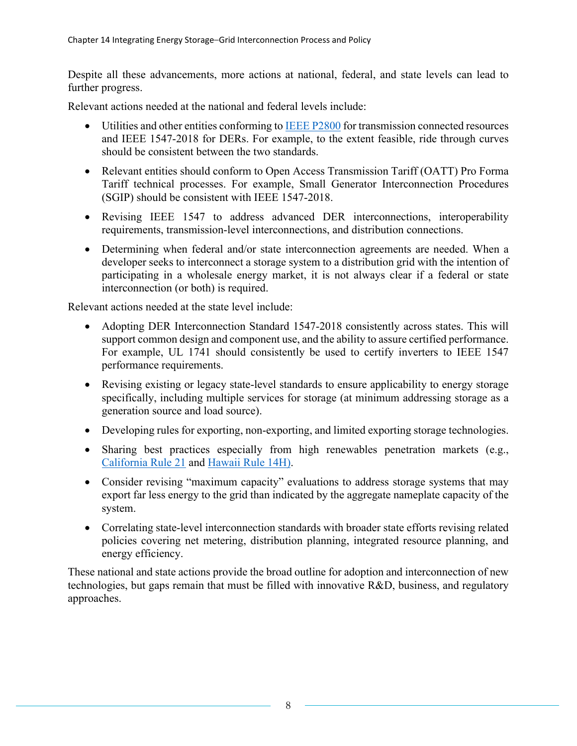Despite all these advancements, more actions at national, federal, and state levels can lead to further progress.

Relevant actions needed at the national and federal levels include:

- Utilities and other entities conforming to [IEEE P2800](#) for transmission connected resources and IEEE 1547-2018 for DERs. For example, to the extent feasible, ride through curves should be consistent between the two standards.
- Relevant entities should conform to Open Access Transmission Tariff (OATT) Pro Forma Tariff technical processes. For example, Small Generator Interconnection Procedures (SGIP) should be consistent with IEEE 1547-2018.
- Revising IEEE 1547 to address advanced DER interconnections, interoperability requirements, transmission-level interconnections, and distribution connections.
- Determining when federal and/or state interconnection agreements are needed. When a developer seeks to interconnect a storage system to a distribution grid with the intention of participating in a wholesale energy market, it is not always clear if a federal or state interconnection (or both) is required.

Relevant actions needed at the state level include:

- Adopting DER Interconnection Standard 1547-2018 consistently across states. This will support common design and component use, and the ability to assure certified performance. For example, UL 1741 should consistently be used to certify inverters to IEEE 1547 performance requirements.
- Revising existing or legacy state-level standards to ensure applicability to energy storage specifically, including multiple services for storage (at minimum addressing storage as a generation source and load source).
- Developing rules for exporting, non-exporting, and limited exporting storage technologies.
- Sharing best practices especially from high renewables penetration markets (e.g., [California Rule 21](#) and [Hawaii Rule 14H](#)).
- Consider revising "maximum capacity" evaluations to address storage systems that may export far less energy to the grid than indicated by the aggregate nameplate capacity of the system.
- Correlating state-level interconnection standards with broader state efforts revising related policies covering net metering, distribution planning, integrated resource planning, and energy efficiency.

These national and state actions provide the broad outline for adoption and interconnection of new technologies, but gaps remain that must be filled with innovative R&D, business, and regulatory approaches.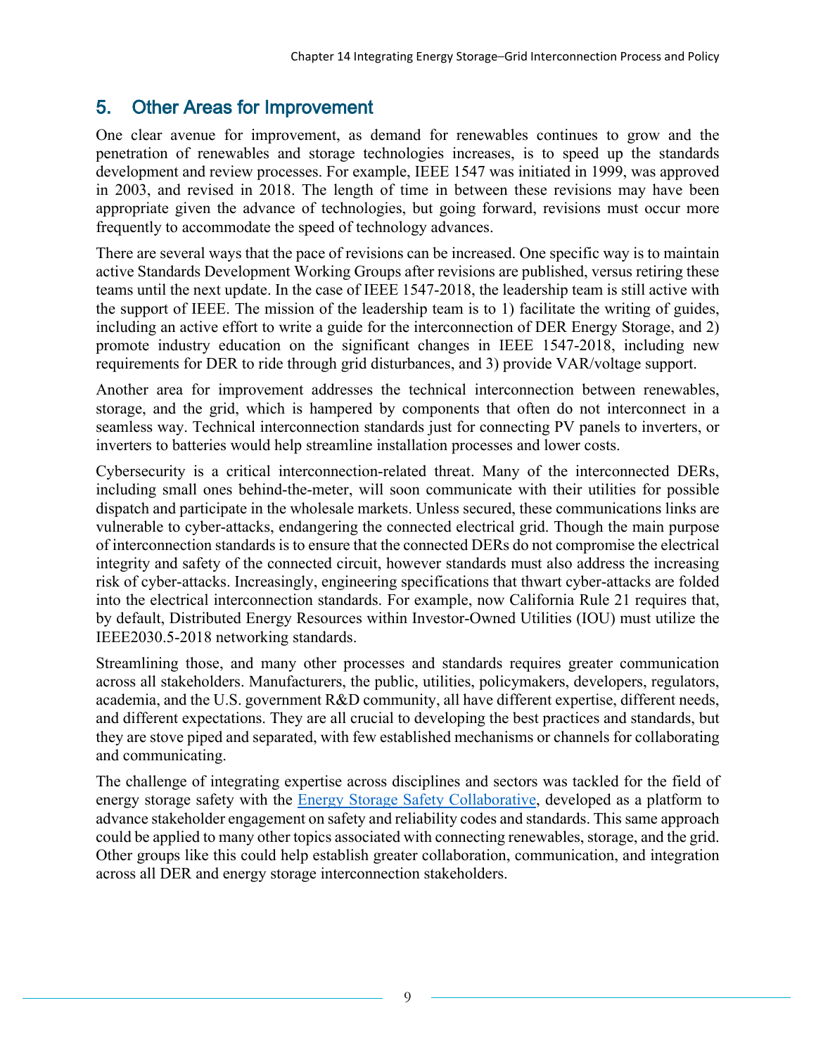## 5. Other Areas for Improvement

One clear avenue for improvement, as demand for renewables continues to grow and the penetration of renewables and storage technologies increases, is to speed up the standards development and review processes. For example, IEEE 1547 was initiated in 1999, was approved in 2003, and revised in 2018. The length of time in between these revisions may have been appropriate given the advance of technologies, but going forward, revisions must occur more frequently to accommodate the speed of technology advances.

There are several ways that the pace of revisions can be increased. One specific way is to maintain active Standards Development Working Groups after revisions are published, versus retiring these teams until the next update. In the case of IEEE 1547-2018, the leadership team is still active with the support of IEEE. The mission of the leadership team is to 1) facilitate the writing of guides, including an active effort to write a guide for the interconnection of DER Energy Storage, and 2) promote industry education on the significant changes in IEEE 1547-2018, including new requirements for DER to ride through grid disturbances, and 3) provide VAR/voltage support.

Another area for improvement addresses the technical interconnection between renewables, storage, and the grid, which is hampered by components that often do not interconnect in a seamless way. Technical interconnection standards just for connecting PV panels to inverters, or inverters to batteries would help streamline installation processes and lower costs.

Cybersecurity is a critical interconnection-related threat. Many of the interconnected DERs, including small ones behind-the-meter, will soon communicate with their utilities for possible dispatch and participate in the wholesale markets. Unless secured, these communications links are vulnerable to cyber-attacks, endangering the connected electrical grid. Though the main purpose of interconnection standards is to ensure that the connected DERs do not compromise the electrical integrity and safety of the connected circuit, however standards must also address the increasing risk of cyber-attacks. Increasingly, engineering specifications that thwart cyber-attacks are folded into the electrical interconnection standards. For example, now California Rule 21 requires that, by default, Distributed Energy Resources within Investor-Owned Utilities (IOU) must utilize the IEEE2030.5-2018 networking standards.

Streamlining those, and many other processes and standards requires greater communication across all stakeholders. Manufacturers, the public, utilities, policymakers, developers, regulators, academia, and the U.S. government R&D community, all have different expertise, different needs, and different expectations. They are all crucial to developing the best practices and standards, but they are stove piped and separated, with few established mechanisms or channels for collaborating and communicating.

The challenge of integrating expertise across disciplines and sectors was tackled for the field of energy storage safety with the Energy Storage Safety Collaborative, developed as a platform to advance stakeholder engagement on safety and reliability codes and standards. This same approach could be applied to many other topics associated with connecting renewables, storage, and the grid. Other groups like this could help establish greater collaboration, communication, and integration across all DER and energy storage interconnection stakeholders.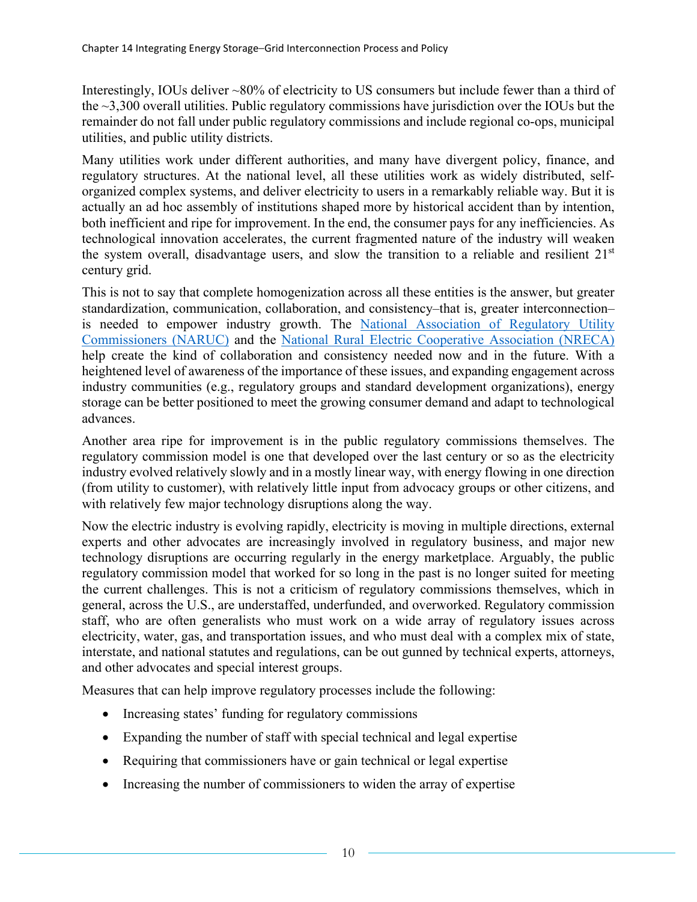Interestingly, IOUs deliver ~80% of electricity to US consumers but include fewer than a third of the ~3,300 overall utilities. Public regulatory commissions have jurisdiction over the IOUs but the remainder do not fall under public regulatory commissions and include regional co-ops, municipal utilities, and public utility districts.

Many utilities work under different authorities, and many have divergent policy, finance, and regulatory structures. At the national level, all these utilities work as widely distributed, self-organized complex systems, and deliver electricity to users in a remarkably reliable way. But it is actually an ad hoc assembly of institutions shaped more by historical accident than by intention, both inefficient and ripe for improvement. In the end, the consumer pays for any inefficiencies. As technological innovation accelerates, the current fragmented nature of the industry will weaken the system overall, disadvantage users, and slow the transition to a reliable and resilient 21st century grid.

This is not to say that complete homogenization across all these entities is the answer, but greater standardization, communication, collaboration, and consistency–that is, greater interconnection–is needed to empower industry growth. The National Association of Regulatory Utility Commissioners (NARUC) and the National Rural Electric Cooperative Association (NRECA) help create the kind of collaboration and consistency needed now and in the future. With a heightened level of awareness of the importance of these issues, and expanding engagement across industry communities (e.g., regulatory groups and standard development organizations), energy storage can be better positioned to meet the growing consumer demand and adapt to technological advances.

Another area ripe for improvement is in the public regulatory commissions themselves. The regulatory commission model is one that developed over the last century or so as the electricity industry evolved relatively slowly and in a mostly linear way, with energy flowing in one direction (from utility to customer), with relatively little input from advocacy groups or other citizens, and with relatively few major technology disruptions along the way.

Now the electric industry is evolving rapidly, electricity is moving in multiple directions, external experts and other advocates are increasingly involved in regulatory business, and major new technology disruptions are occurring regularly in the energy marketplace. Arguably, the public regulatory commission model that worked for so long in the past is no longer suited for meeting the current challenges. This is not a criticism of regulatory commissions themselves, which in general, across the U.S., are understaffed, underfunded, and overworked. Regulatory commission staff, who are often generalists who must work on a wide array of regulatory issues across electricity, water, gas, and transportation issues, and who must deal with a complex mix of state, interstate, and national statutes and regulations, can be out gunned by technical experts, attorneys, and other advocates and special interest groups.

Measures that can help improve regulatory processes include the following:

- Increasing states' funding for regulatory commissions
- Expanding the number of staff with special technical and legal expertise
- Requiring that commissioners have or gain technical or legal expertise
- Increasing the number of commissioners to widen the array of expertise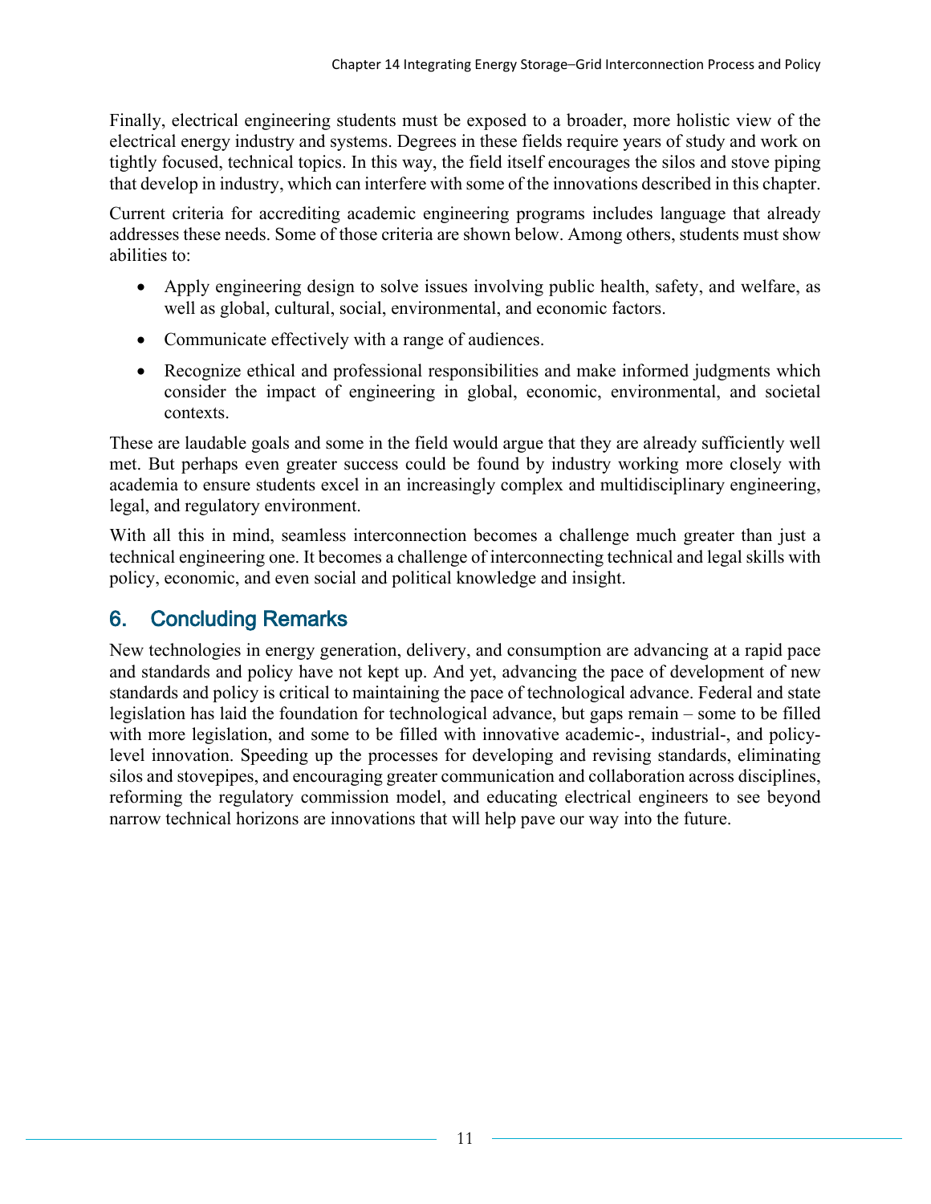Finally, electrical engineering students must be exposed to a broader, more holistic view of the electrical energy industry and systems. Degrees in these fields require years of study and work on tightly focused, technical topics. In this way, the field itself encourages the silos and stove piping that develop in industry, which can interfere with some of the innovations described in this chapter.

Current criteria for accrediting academic engineering programs includes language that already addresses these needs. Some of those criteria are shown below. Among others, students must show abilities to:

- Apply engineering design to solve issues involving public health, safety, and welfare, as well as global, cultural, social, environmental, and economic factors.
- Communicate effectively with a range of audiences.
- Recognize ethical and professional responsibilities and make informed judgments which consider the impact of engineering in global, economic, environmental, and societal contexts.

These are laudable goals and some in the field would argue that they are already sufficiently well met. But perhaps even greater success could be found by industry working more closely with academia to ensure students excel in an increasingly complex and multidisciplinary engineering, legal, and regulatory environment.

With all this in mind, seamless interconnection becomes a challenge much greater than just a technical engineering one. It becomes a challenge of interconnecting technical and legal skills with policy, economic, and even social and political knowledge and insight.

## 6. Concluding Remarks

New technologies in energy generation, delivery, and consumption are advancing at a rapid pace and standards and policy have not kept up. And yet, advancing the pace of development of new standards and policy is critical to maintaining the pace of technological advance. Federal and state legislation has laid the foundation for technological advance, but gaps remain – some to be filled with more legislation, and some to be filled with innovative academic-, industrial-, and policy-level innovation. Speeding up the processes for developing and revising standards, eliminating silos and stovepipes, and encouraging greater communication and collaboration across disciplines, reforming the regulatory commission model, and educating electrical engineers to see beyond narrow technical horizons are innovations that will help pave our way into the future.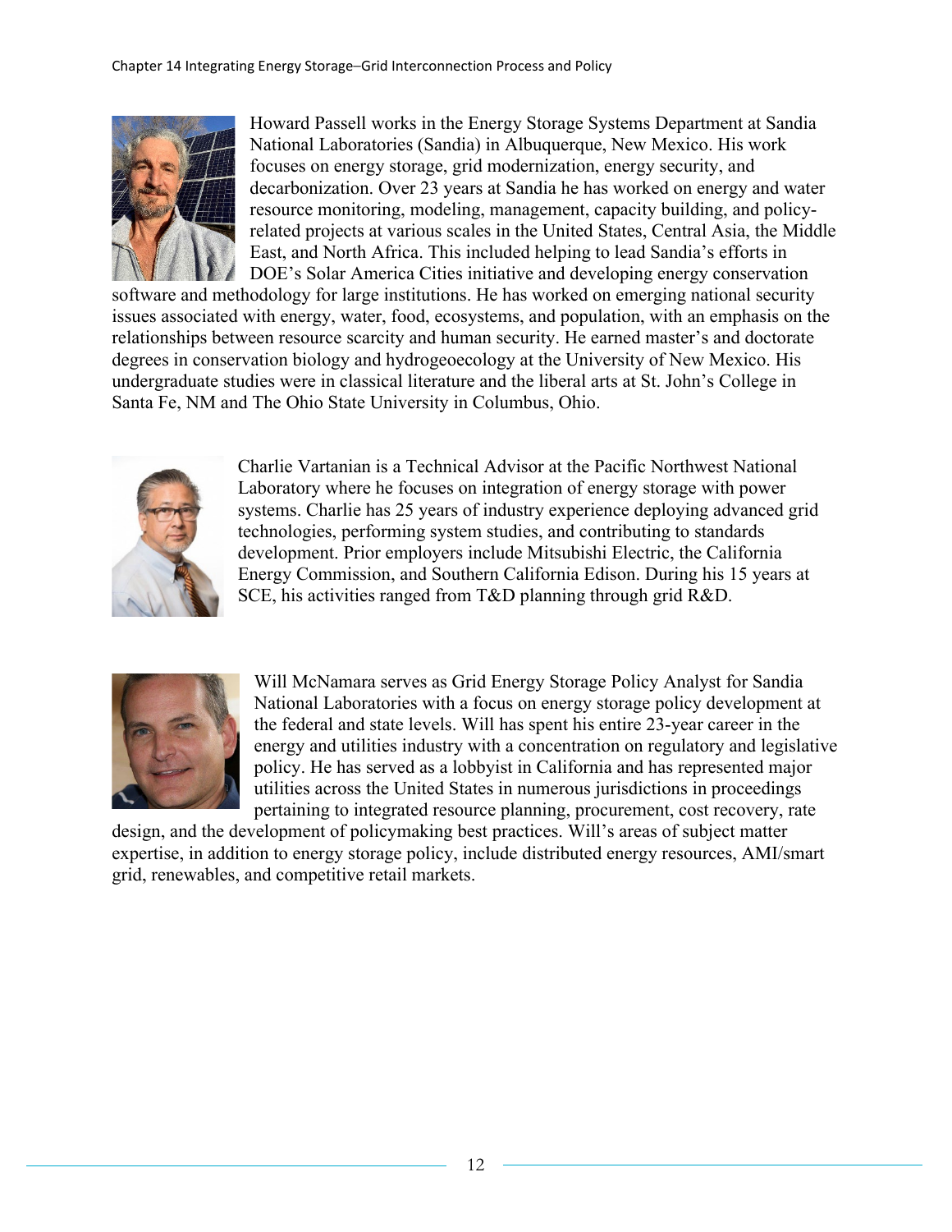Howard Passell works in the Energy Storage Systems Department at Sandia National Laboratories (Sandia) in Albuquerque, New Mexico. His work focuses on energy storage, grid modernization, energy security, and decarbonization. Over 23 years at Sandia he has worked on energy and water resource monitoring, modeling, management, capacity building, and policy-related projects at various scales in the United States, Central Asia, the Middle East, and North Africa. This included helping to lead Sandia's efforts in DOE's Solar America Cities initiative and developing energy conservation software and methodology for large institutions. He has worked on emerging national security issues associated with energy, water, food, ecosystems, and population, with an emphasis on the relationships between resource scarcity and human security. He earned master's and doctorate degrees in conservation biology and hydrogeoecology at the University of New Mexico. His undergraduate studies were in classical literature and the liberal arts at St. John's College in Santa Fe, NM and The Ohio State University in Columbus, Ohio.

Charlie Vartanian is a Technical Advisor at the Pacific Northwest National Laboratory where he focuses on integration of energy storage with power systems. Charlie has 25 years of industry experience deploying advanced grid technologies, performing system studies, and contributing to standards development. Prior employers include Mitsubishi Electric, the California Energy Commission, and Southern California Edison. During his 15 years at SCE, his activities ranged from T&D planning through grid R&D.

Will McNamara serves as Grid Energy Storage Policy Analyst for Sandia National Laboratories with a focus on energy storage policy development at the federal and state levels. Will has spent his entire 23-year career in the energy and utilities industry with a concentration on regulatory and legislative policy. He has served as a lobbyist in California and has represented major utilities across the United States in numerous jurisdictions in proceedings pertaining to integrated resource planning, procurement, cost recovery, rate design, and the development of policymaking best practices. Will's areas of subject matter expertise, in addition to energy storage policy, include distributed energy resources, AMI/smart grid, renewables, and competitive retail markets.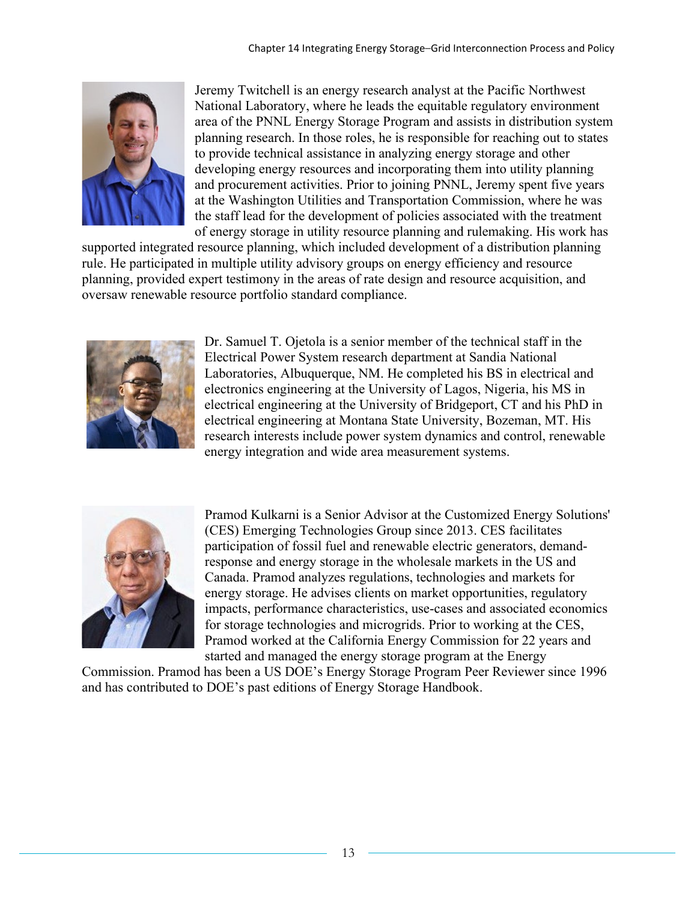Jeremy Twitchell is an energy research analyst at the Pacific Northwest National Laboratory, where he leads the equitable regulatory environment area of the PNNL Energy Storage Program and assists in distribution system planning research. In those roles, he is responsible for reaching out to states to provide technical assistance in analyzing energy storage and other developing energy resources and incorporating them into utility planning and procurement activities. Prior to joining PNNL, Jeremy spent five years at the Washington Utilities and Transportation Commission, where he was the staff lead for the development of policies associated with the treatment of energy storage in utility resource planning and rulemaking. His work has supported integrated resource planning, which included development of a distribution planning rule. He participated in multiple utility advisory groups on energy efficiency and resource planning, provided expert testimony in the areas of rate design and resource acquisition, and oversaw renewable resource portfolio standard compliance.

Dr. Samuel T. Ojetola is a senior member of the technical staff in the Electrical Power System research department at Sandia National Laboratories, Albuquerque, NM. He completed his BS in electrical and electronics engineering at the University of Lagos, Nigeria, his MS in electrical engineering at the University of Bridgeport, CT and his PhD in electrical engineering at Montana State University, Bozeman, MT. His research interests include power system dynamics and control, renewable energy integration and wide area measurement systems.

Pramod Kulkarni is a Senior Advisor at the Customized Energy Solutions' (CES) Emerging Technologies Group since 2013. CES facilitates participation of fossil fuel and renewable electric generators, demand-response and energy storage in the wholesale markets in the US and Canada. Pramod analyzes regulations, technologies and markets for energy storage. He advises clients on market opportunities, regulatory impacts, performance characteristics, use-cases and associated economics for storage technologies and microgrids. Prior to working at the CES, Pramod worked at the California Energy Commission for 22 years and started and managed the energy storage program at the Energy Commission. Pramod has been a US DOE's Energy Storage Program Peer Reviewer since 1996 and has contributed to DOE's past editions of Energy Storage Handbook.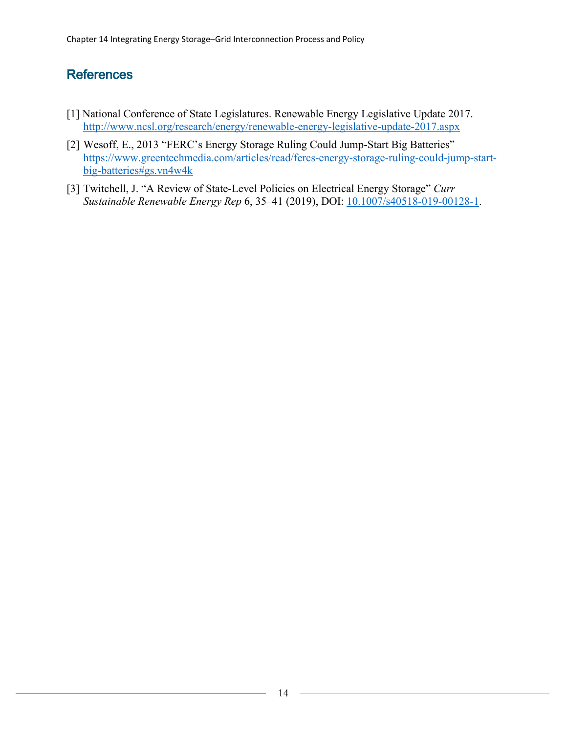## References

[1] National Conference of State Legislatures. Renewable Energy Legislative Update 2017. http://www.ncsl.org/research/energy/renewable-energy-legislative-update-2017.aspx

[2] Wesoff, E., 2013 "FERC's Energy Storage Ruling Could Jump-Start Big Batteries" https://www.greentechmedia.com/articles/read/fercs-energy-storage-ruling-could-jump-start-big-batteries#gs.vn4w4k

[3] Twitchell, J. "A Review of State-Level Policies on Electrical Energy Storage" *Curr Sustainable Renewable Energy Rep* 6, 35–41 (2019), DOI: 10.1007/s40518-019-00128-1.